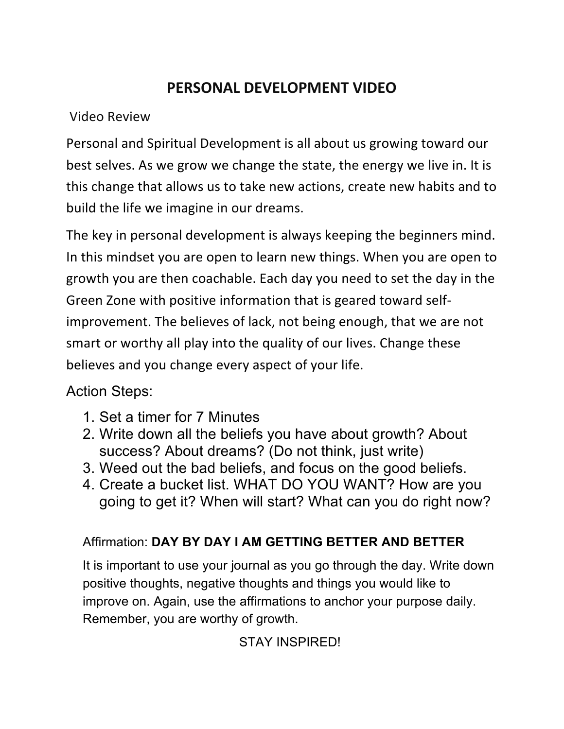# PERSONAL DEVELOPMENT VIDEO

Video Review

Personal and Spiritual Development is all about us growing toward our best selves. As we grow we change the state, the energy we live in. It is this change that allows us to take new actions, create new habits and to build the life we imagine in our dreams.

The key in personal development is always keeping the beginners mind. In this mindset you are open to learn new things. When you are open to growth you are then coachable. Each day you need to set the day in the Green Zone with positive information that is geared toward self-improvement. The believes of lack, not being enough, that we are not smart or worthy all play into the quality of our lives. Change these believes and you change every aspect of your life.

Action Steps:

1. Set a timer for 7 Minutes
2. Write down all the beliefs you have about growth? About success? About dreams? (Do not think, just write)
3. Weed out the bad beliefs, and focus on the good beliefs.
4. Create a bucket list. WHAT DO YOU WANT? How are you going to get it? When will start? What can you do right now?

Affirmation: **DAY BY DAY I AM GETTING BETTER AND BETTER**

It is important to use your journal as you go through the day. Write down positive thoughts, negative thoughts and things you would like to improve on. Again, use the affirmations to anchor your purpose daily. Remember, you are worthy of growth.

STAY INSPIRED!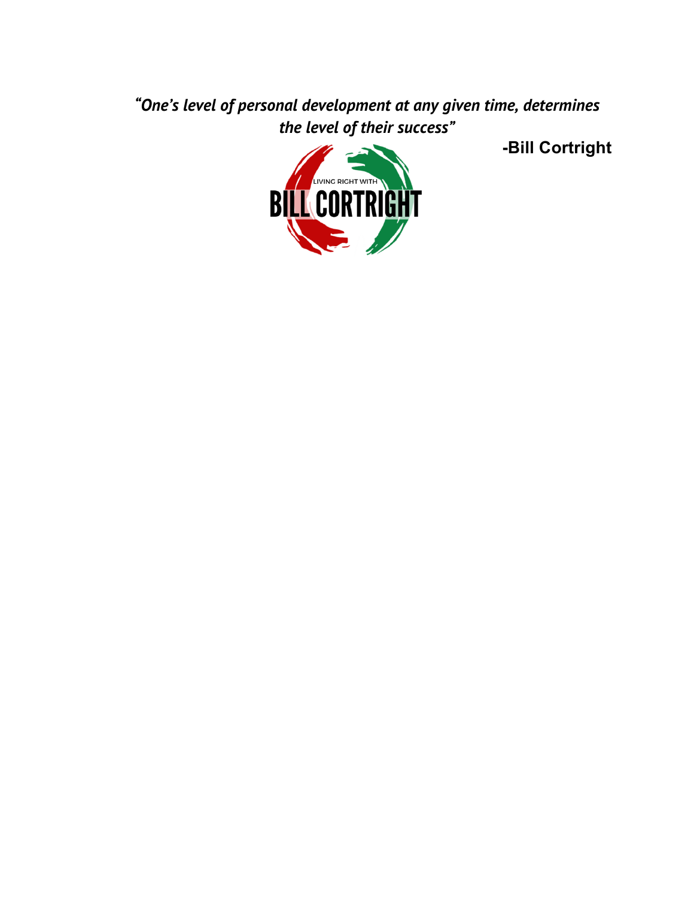*"One's level of personal development at any given time, determines the level of their success"*

**-Bill Cortright**